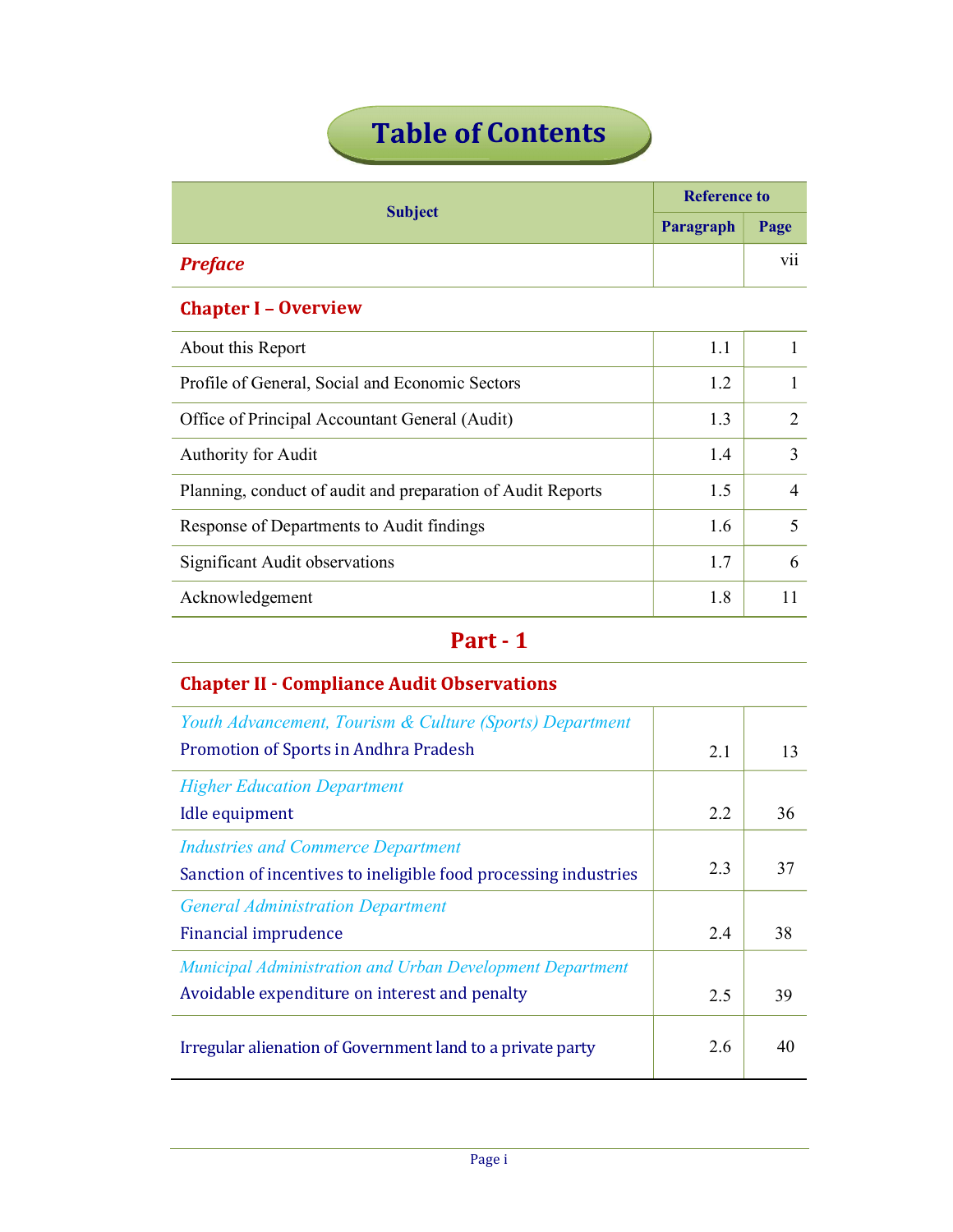# Table of Contents

| Subject | Reference to | |
|---|---|---|
| | Paragraph | Page |
| ***Preface*** | | vii |
| **Chapter I – Overview** | | |
| About this Report | 1.1 | 1 |
| Profile of General, Social and Economic Sectors | 1.2 | 1 |
| Office of Principal Accountant General (Audit) | 1.3 | 2 |
| Authority for Audit | 1.4 | 3 |
| Planning, conduct of audit and preparation of Audit Reports | 1.5 | 4 |
| Response of Departments to Audit findings | 1.6 | 5 |
| Significant Audit observations | 1.7 | 6 |
| Acknowledgement | 1.8 | 11 |
| **Part - 1** | | |
| **Chapter II - Compliance Audit Observations** | | |
| *Youth Advancement, Tourism & Culture (Sports) Department* Promotion of Sports in Andhra Pradesh | 2.1 | 13 |
| *Higher Education Department* Idle equipment | 2.2 | 36 |
| *Industries and Commerce Department* Sanction of incentives to ineligible food processing industries | 2.3 | 37 |
| *General Administration Department* Financial imprudence | 2.4 | 38 |
| *Municipal Administration and Urban Development Department* Avoidable expenditure on interest and penalty | 2.5 | 39 |
| Irregular alienation of Government land to a private party | 2.6 | 40 |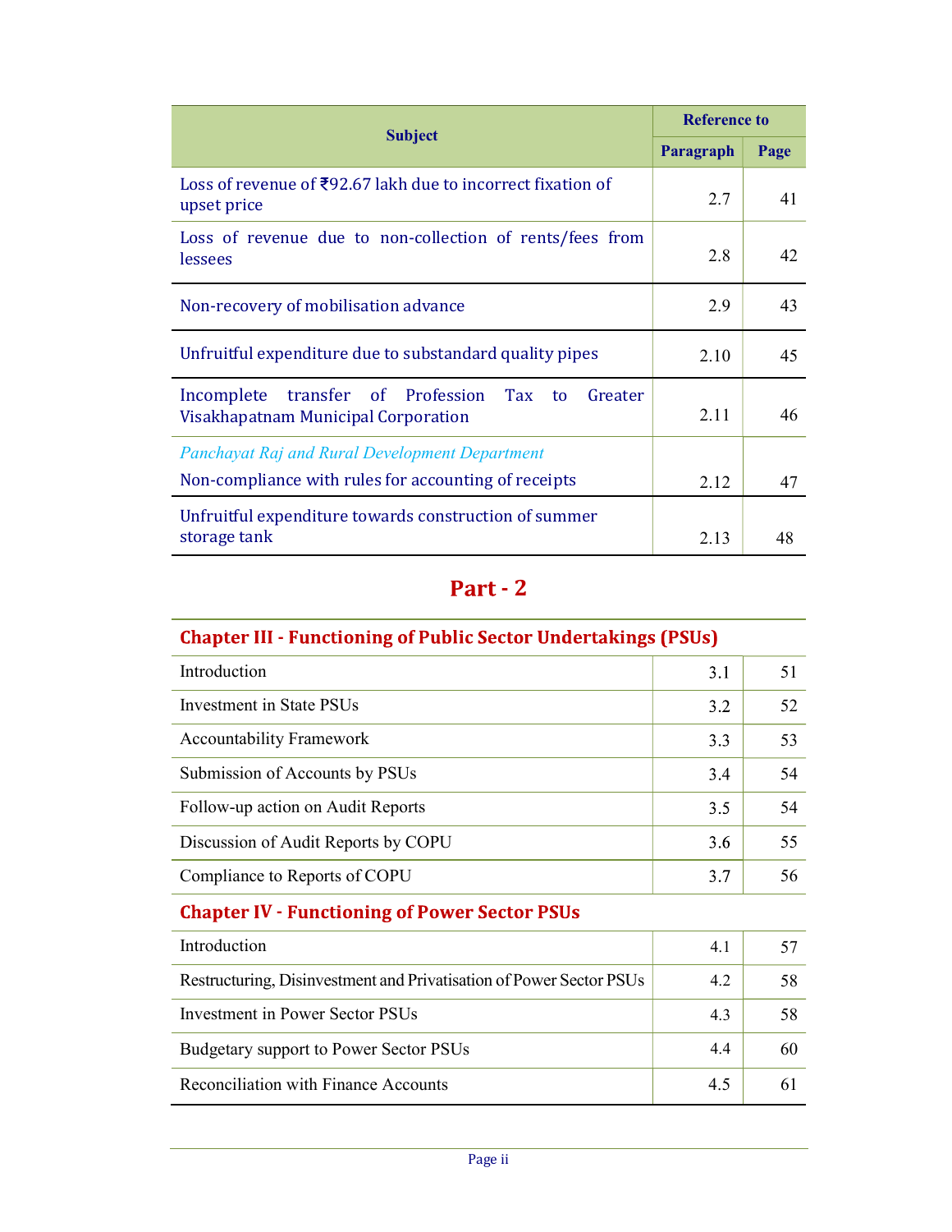| Subject | Reference to | |
|---|---|---|
| | Paragraph | Page |
| Loss of revenue of ₹92.67 lakh due to incorrect fixation of upset price | 2.7 | 41 |
| Loss of revenue due to non-collection of rents/fees from lessees | 2.8 | 42 |
| Non-recovery of mobilisation advance | 2.9 | 43 |
| Unfruitful expenditure due to substandard quality pipes | 2.10 | 45 |
| Incomplete transfer of Profession Tax to Greater Visakhapatnam Municipal Corporation | 2.11 | 46 |
| *Panchayat Raj and Rural Development Department* Non-compliance with rules for accounting of receipts | 2.12 | 47 |
| Unfruitful expenditure towards construction of summer storage tank | 2.13 | 48 |

# Part - 2

## Chapter III - Functioning of Public Sector Undertakings (PSUs)

| Subject | Paragraph | Page |
|---|---|---|
| Introduction | 3.1 | 51 |
| Investment in State PSUs | 3.2 | 52 |
| Accountability Framework | 3.3 | 53 |
| Submission of Accounts by PSUs | 3.4 | 54 |
| Follow-up action on Audit Reports | 3.5 | 54 |
| Discussion of Audit Reports by COPU | 3.6 | 55 |
| Compliance to Reports of COPU | 3.7 | 56 |

## Chapter IV - Functioning of Power Sector PSUs

| Subject | Paragraph | Page |
|---|---|---|
| Introduction | 4.1 | 57 |
| Restructuring, Disinvestment and Privatisation of Power Sector PSUs | 4.2 | 58 |
| Investment in Power Sector PSUs | 4.3 | 58 |
| Budgetary support to Power Sector PSUs | 4.4 | 60 |
| Reconciliation with Finance Accounts | 4.5 | 61 |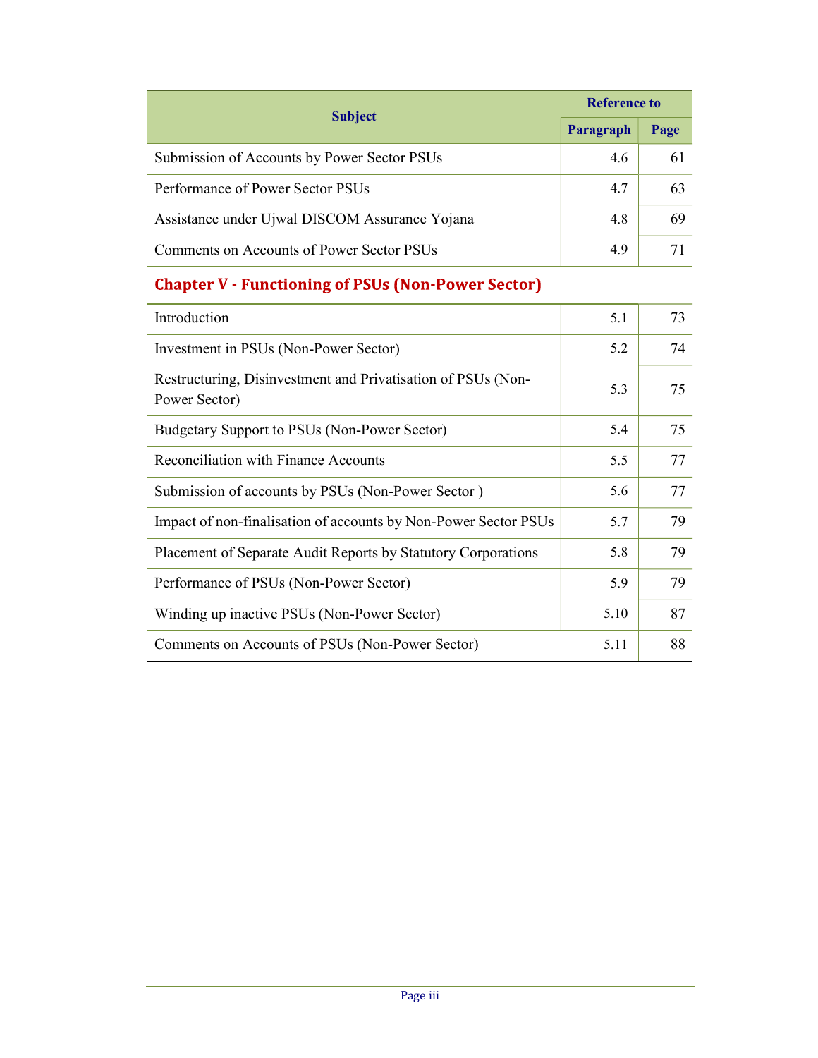| Subject | Reference to | |
|---|---|---|
| | Paragraph | Page |
| Submission of Accounts by Power Sector PSUs | 4.6 | 61 |
| Performance of Power Sector PSUs | 4.7 | 63 |
| Assistance under Ujwal DISCOM Assurance Yojana | 4.8 | 69 |
| Comments on Accounts of Power Sector PSUs | 4.9 | 71 |
| **Chapter V - Functioning of PSUs (Non-Power Sector)** | | |
| Introduction | 5.1 | 73 |
| Investment in PSUs (Non-Power Sector) | 5.2 | 74 |
| Restructuring, Disinvestment and Privatisation of PSUs (Non-Power Sector) | 5.3 | 75 |
| Budgetary Support to PSUs (Non-Power Sector) | 5.4 | 75 |
| Reconciliation with Finance Accounts | 5.5 | 77 |
| Submission of accounts by PSUs (Non-Power Sector ) | 5.6 | 77 |
| Impact of non-finalisation of accounts by Non-Power Sector PSUs | 5.7 | 79 |
| Placement of Separate Audit Reports by Statutory Corporations | 5.8 | 79 |
| Performance of PSUs (Non-Power Sector) | 5.9 | 79 |
| Winding up inactive PSUs (Non-Power Sector) | 5.10 | 87 |
| Comments on Accounts of PSUs (Non-Power Sector) | 5.11 | 88 |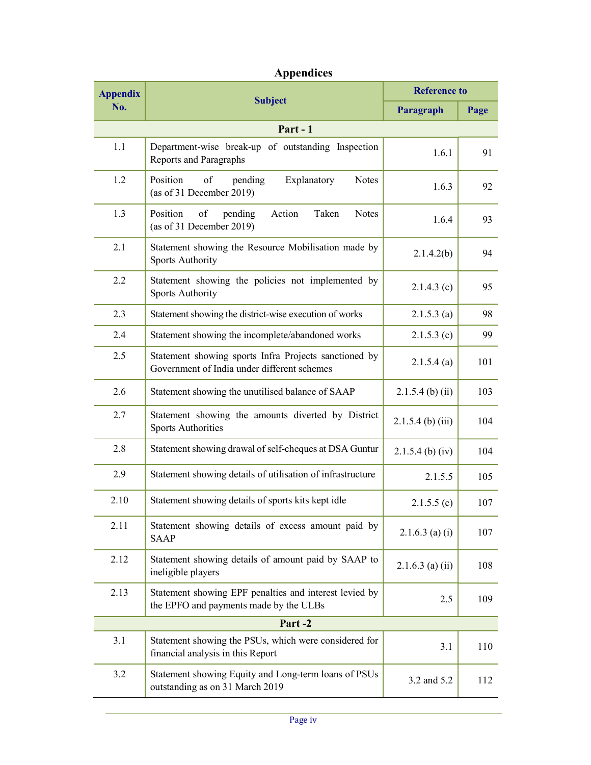# Appendices

| Appendix No. | Subject | Reference to | |
|---|---|---|---|
| | | Paragraph | Page |
| **Part - 1** | | | |
| 1.1 | Department-wise break-up of outstanding Inspection Reports and Paragraphs | 1.6.1 | 91 |
| 1.2 | Position of pending Explanatory Notes (as of 31 December 2019) | 1.6.3 | 92 |
| 1.3 | Position of pending Action Taken Notes (as of 31 December 2019) | 1.6.4 | 93 |
| 2.1 | Statement showing the Resource Mobilisation made by Sports Authority | 2.1.4.2(b) | 94 |
| 2.2 | Statement showing the policies not implemented by Sports Authority | 2.1.4.3 (c) | 95 |
| 2.3 | Statement showing the district-wise execution of works | 2.1.5.3 (a) | 98 |
| 2.4 | Statement showing the incomplete/abandoned works | 2.1.5.3 (c) | 99 |
| 2.5 | Statement showing sports Infra Projects sanctioned by Government of India under different schemes | 2.1.5.4 (a) | 101 |
| 2.6 | Statement showing the unutilised balance of SAAP | 2.1.5.4 (b) (ii) | 103 |
| 2.7 | Statement showing the amounts diverted by District Sports Authorities | 2.1.5.4 (b) (iii) | 104 |
| 2.8 | Statement showing drawal of self-cheques at DSA Guntur | 2.1.5.4 (b) (iv) | 104 |
| 2.9 | Statement showing details of utilisation of infrastructure | 2.1.5.5 | 105 |
| 2.10 | Statement showing details of sports kits kept idle | 2.1.5.5 (c) | 107 |
| 2.11 | Statement showing details of excess amount paid by SAAP | 2.1.6.3 (a) (i) | 107 |
| 2.12 | Statement showing details of amount paid by SAAP to ineligible players | 2.1.6.3 (a) (ii) | 108 |
| 2.13 | Statement showing EPF penalties and interest levied by the EPFO and payments made by the ULBs | 2.5 | 109 |
| **Part -2** | | | |
| 3.1 | Statement showing the PSUs, which were considered for financial analysis in this Report | 3.1 | 110 |
| 3.2 | Statement showing Equity and Long-term loans of PSUs outstanding as on 31 March 2019 | 3.2 and 5.2 | 112 |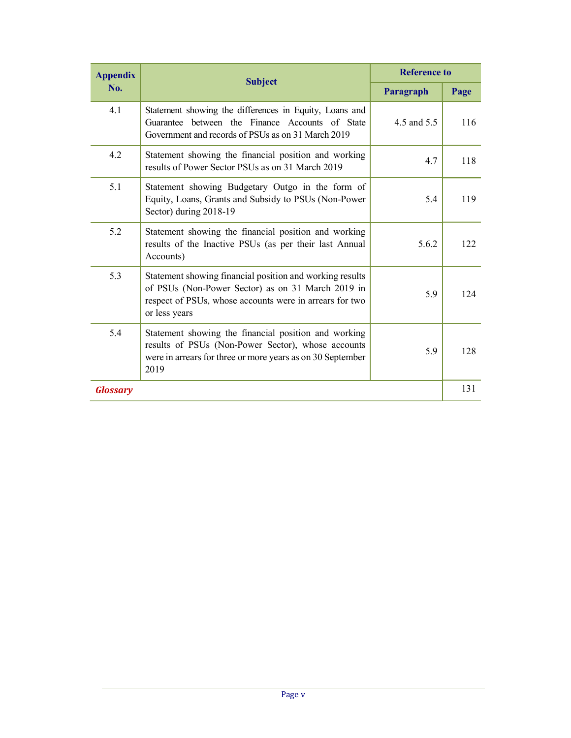| Appendix No. | Subject | Reference to | |
|---|---|---|---|
| | | Paragraph | Page |
| 4.1 | Statement showing the differences in Equity, Loans and Guarantee between the Finance Accounts of State Government and records of PSUs as on 31 March 2019 | 4.5 and 5.5 | 116 |
| 4.2 | Statement showing the financial position and working results of Power Sector PSUs as on 31 March 2019 | 4.7 | 118 |
| 5.1 | Statement showing Budgetary Outgo in the form of Equity, Loans, Grants and Subsidy to PSUs (Non-Power Sector) during 2018-19 | 5.4 | 119 |
| 5.2 | Statement showing the financial position and working results of the Inactive PSUs (as per their last Annual Accounts) | 5.6.2 | 122 |
| 5.3 | Statement showing financial position and working results of PSUs (Non-Power Sector) as on 31 March 2019 in respect of PSUs, whose accounts were in arrears for two or less years | 5.9 | 124 |
| 5.4 | Statement showing the financial position and working results of PSUs (Non-Power Sector), whose accounts were in arrears for three or more years as on 30 September 2019 | 5.9 | 128 |
| ***Glossary*** | | | 131 |